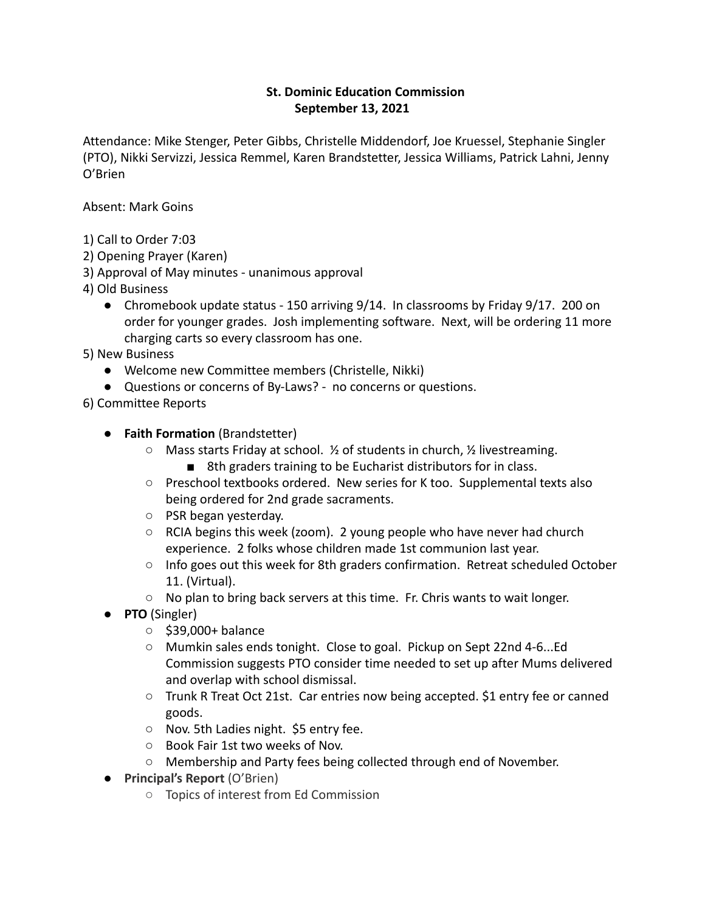**St. Dominic Education Commission**
**September 13, 2021**

Attendance: Mike Stenger, Peter Gibbs, Christelle Middendorf, Joe Kruessel, Stephanie Singler (PTO), Nikki Servizzi, Jessica Remmel, Karen Brandstetter, Jessica Williams, Patrick Lahni, Jenny O'Brien

Absent: Mark Goins

1) Call to Order 7:03
2) Opening Prayer (Karen)
3) Approval of May minutes - unanimous approval
4) Old Business
   - Chromebook update status - 150 arriving 9/14. In classrooms by Friday 9/17. 200 on order for younger grades. Josh implementing software. Next, will be ordering 11 more charging carts so every classroom has one.
5) New Business
   - Welcome new Committee members (Christelle, Nikki)
   - Questions or concerns of By-Laws? - no concerns or questions.
6) Committee Reports
   - **Faith Formation** (Brandstetter)
     - Mass starts Friday at school. ½ of students in church, ½ livestreaming.
       - 8th graders training to be Eucharist distributors for in class.
     - Preschool textbooks ordered. New series for K too. Supplemental texts also being ordered for 2nd grade sacraments.
     - PSR began yesterday.
     - RCIA begins this week (zoom). 2 young people who have never had church experience. 2 folks whose children made 1st communion last year.
     - Info goes out this week for 8th graders confirmation. Retreat scheduled October 11. (Virtual).
     - No plan to bring back servers at this time. Fr. Chris wants to wait longer.
   - **PTO** (Singler)
     - $39,000+ balance
     - Mumkin sales ends tonight. Close to goal. Pickup on Sept 22nd 4-6...Ed Commission suggests PTO consider time needed to set up after Mums delivered and overlap with school dismissal.
     - Trunk R Treat Oct 21st. Car entries now being accepted. $1 entry fee or canned goods.
     - Nov. 5th Ladies night. $5 entry fee.
     - Book Fair 1st two weeks of Nov.
     - Membership and Party fees being collected through end of November.
   - **Principal's Report** (O'Brien)
     - Topics of interest from Ed Commission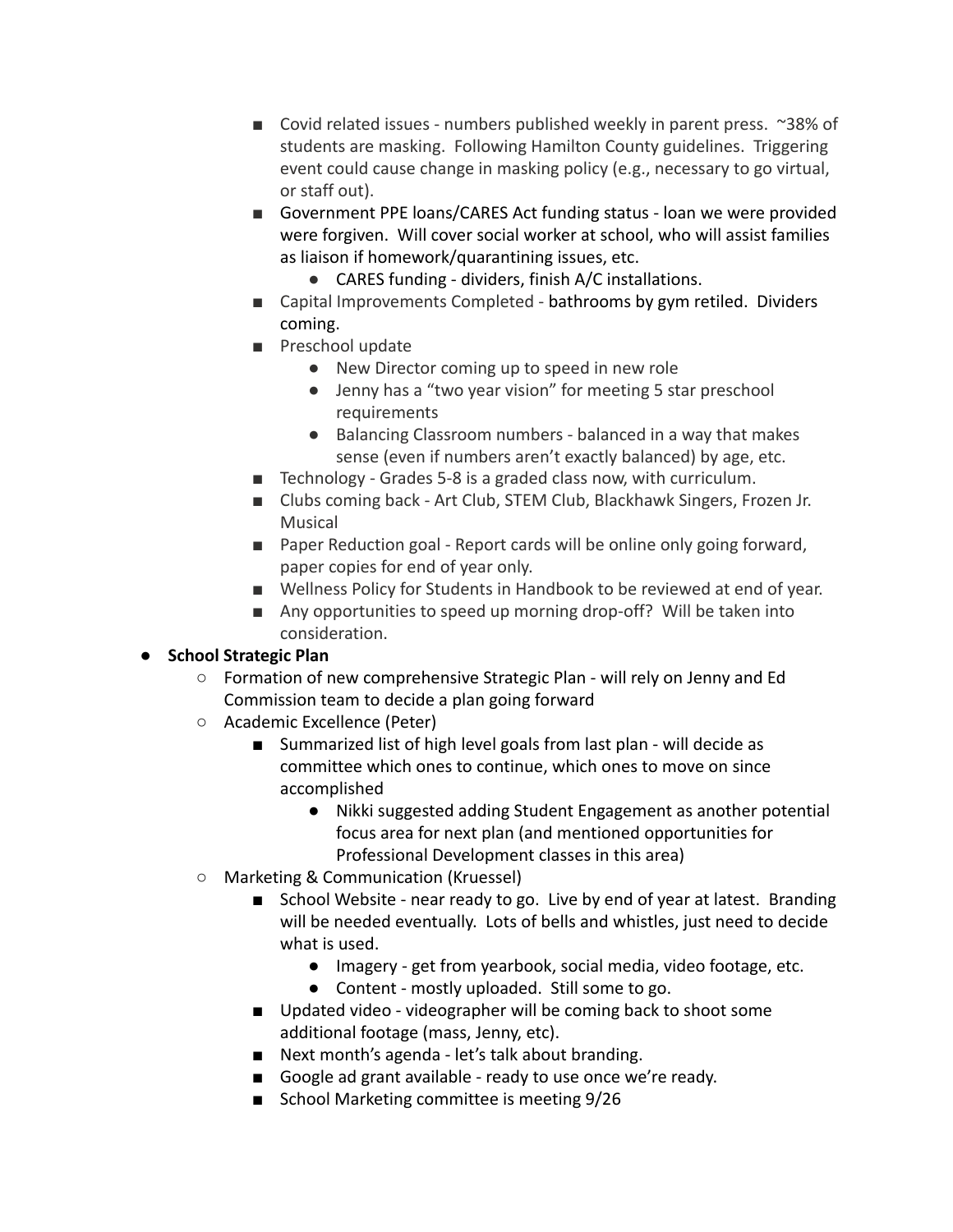- Covid related issues - numbers published weekly in parent press.  ~38% of students are masking.  Following Hamilton County guidelines.  Triggering event could cause change in masking policy (e.g., necessary to go virtual, or staff out).
      - Government PPE loans/CARES Act funding status - loan we were provided were forgiven.  Will cover social worker at school, who will assist families as liaison if homework/quarantining issues, etc.
        - CARES funding - dividers, finish A/C installations.
      - Capital Improvements Completed - bathrooms by gym retiled.  Dividers coming.
      - Preschool update
        - New Director coming up to speed in new role
        - Jenny has a "two year vision" for meeting 5 star preschool requirements
        - Balancing Classroom numbers - balanced in a way that makes sense (even if numbers aren't exactly balanced) by age, etc.
      - Technology - Grades 5-8 is a graded class now, with curriculum.
      - Clubs coming back - Art Club, STEM Club, Blackhawk Singers, Frozen Jr. Musical
      - Paper Reduction goal - Report cards will be online only going forward, paper copies for end of year only.
      - Wellness Policy for Students in Handbook to be reviewed at end of year.
      - Any opportunities to speed up morning drop-off?  Will be taken into consideration.

- **School Strategic Plan**
  - Formation of new comprehensive Strategic Plan - will rely on Jenny and Ed Commission team to decide a plan going forward
  - Academic Excellence (Peter)
    - Summarized list of high level goals from last plan - will decide as committee which ones to continue, which ones to move on since accomplished
      - Nikki suggested adding Student Engagement as another potential focus area for next plan (and mentioned opportunities for Professional Development classes in this area)
  - Marketing & Communication (Kruessel)
    - School Website - near ready to go.  Live by end of year at latest.  Branding will be needed eventually.  Lots of bells and whistles, just need to decide what is used.
      - Imagery - get from yearbook, social media, video footage, etc.
      - Content - mostly uploaded.  Still some to go.
    - Updated video - videographer will be coming back to shoot some additional footage (mass, Jenny, etc).
    - Next month's agenda - let's talk about branding.
    - Google ad grant available - ready to use once we're ready.
    - School Marketing committee is meeting 9/26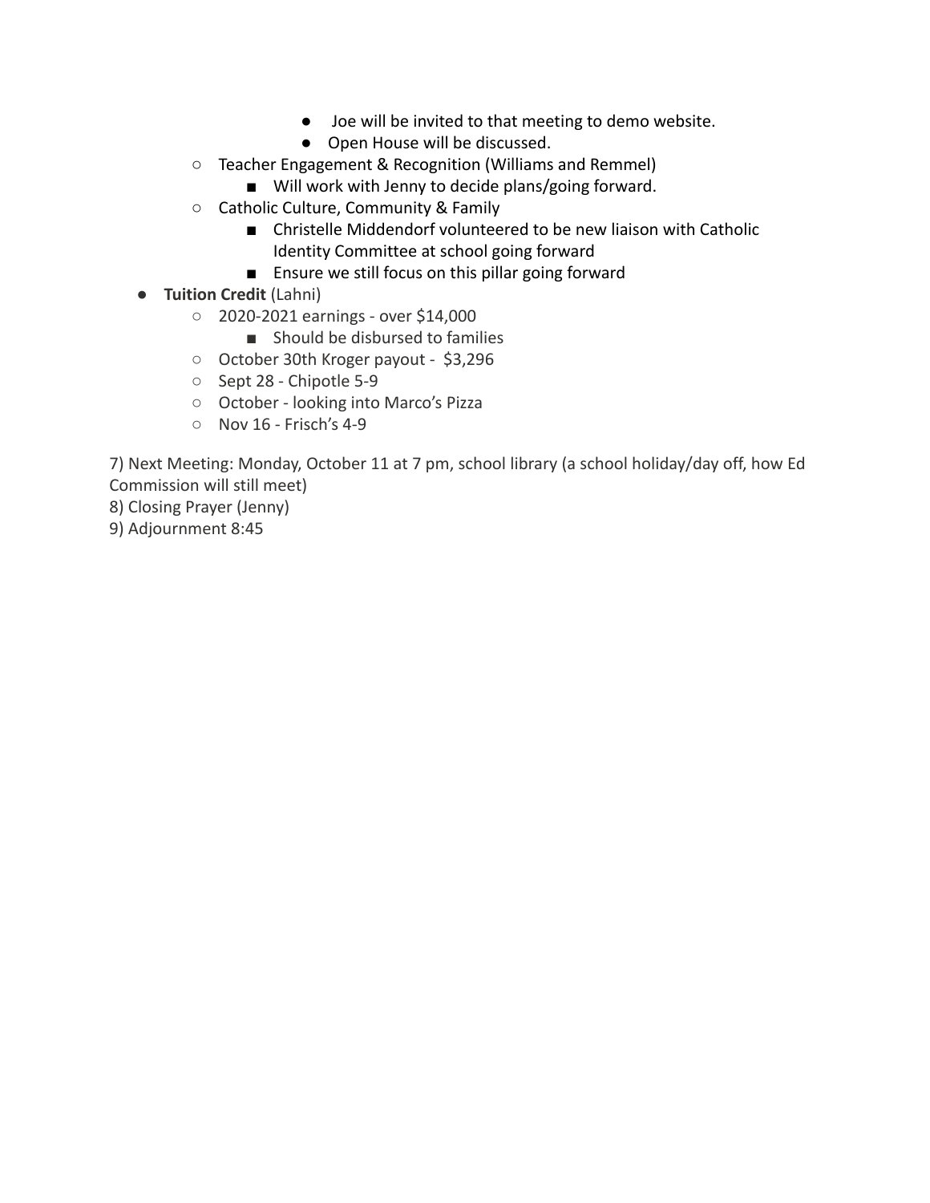- Joe will be invited to that meeting to demo website.
        - Open House will be discussed.
    - Teacher Engagement & Recognition (Williams and Remmel)
        - Will work with Jenny to decide plans/going forward.
    - Catholic Culture, Community & Family
        - Christelle Middendorf volunteered to be new liaison with Catholic Identity Committee at school going forward
        - Ensure we still focus on this pillar going forward
- **Tuition Credit** (Lahni)
    - 2020-2021 earnings - over $14,000
        - Should be disbursed to families
    - October 30th Kroger payout - $3,296
    - Sept 28 - Chipotle 5-9
    - October - looking into Marco's Pizza
    - Nov 16 - Frisch's 4-9

7) Next Meeting: Monday, October 11 at 7 pm, school library (a school holiday/day off, how Ed Commission will still meet)

8) Closing Prayer (Jenny)

9) Adjournment 8:45